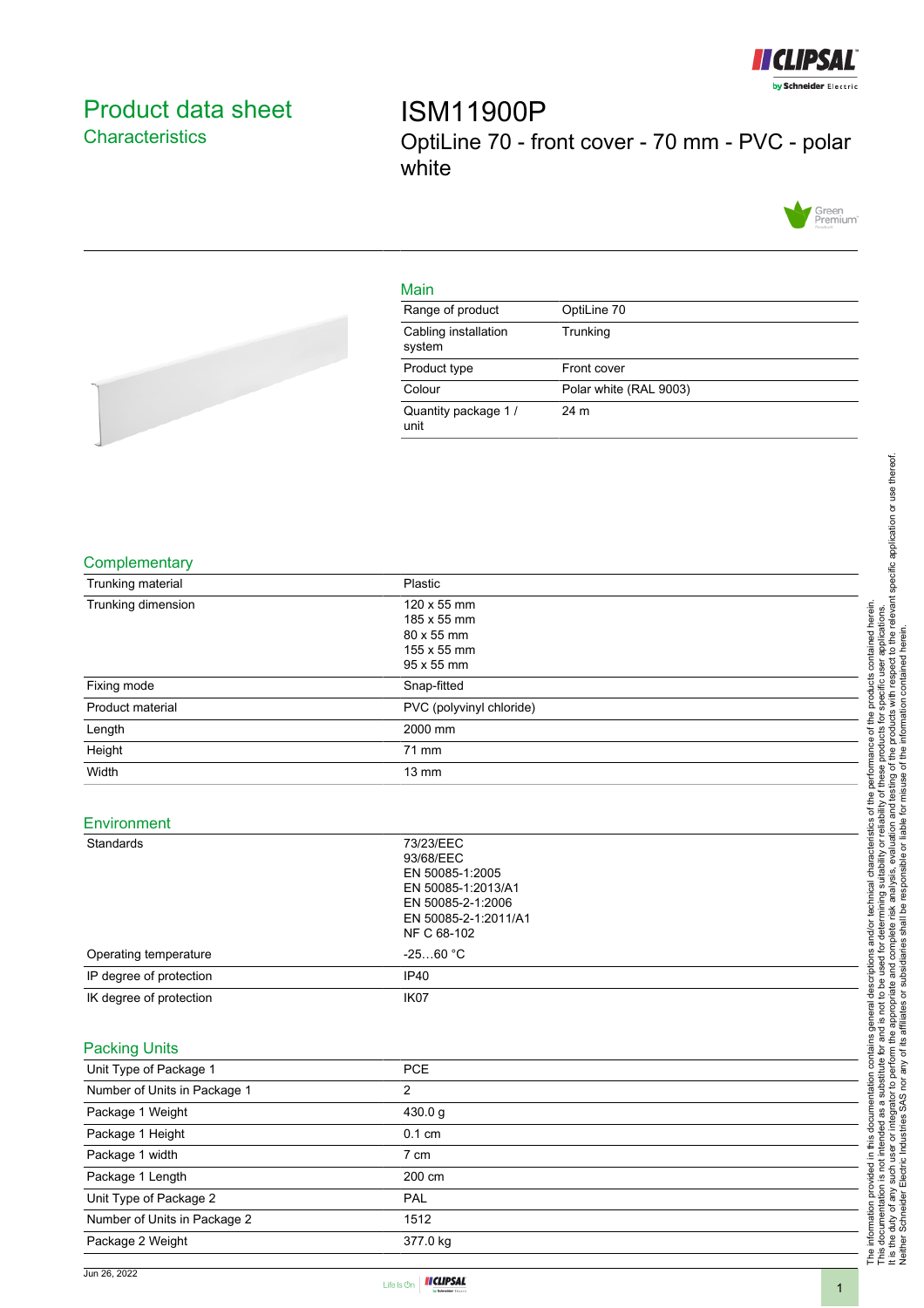# Product data sheet

## Characteristics

# ISM11900P

OptiLine 70 - front cover - 70 mm - PVC - polar white

## Main

| | |
|---|---|
| Range of product | OptiLine 70 |
| Cabling installation system | Trunking |
| Product type | Front cover |
| Colour | Polar white (RAL 9003) |
| Quantity package 1 / unit | 24 m |

## Complementary

| | |
|---|---|
| Trunking material | Plastic |
| Trunking dimension | 120 x 55 mm<br>185 x 55 mm<br>80 x 55 mm<br>155 x 55 mm<br>95 x 55 mm |
| Fixing mode | Snap-fitted |
| Product material | PVC (polyvinyl chloride) |
| Length | 2000 mm |
| Height | 71 mm |
| Width | 13 mm |

## Environment

| | |
|---|---|
| Standards | 73/23/EEC<br>93/68/EEC<br>EN 50085-1:2005<br>EN 50085-1:2013/A1<br>EN 50085-2-1:2006<br>EN 50085-2-1:2011/A1<br>NF C 68-102 |
| Operating temperature | -25…60 °C |
| IP degree of protection | IP40 |
| IK degree of protection | IK07 |

## Packing Units

| | |
|---|---|
| Unit Type of Package 1 | PCE |
| Number of Units in Package 1 | 2 |
| Package 1 Weight | 430.0 g |
| Package 1 Height | 0.1 cm |
| Package 1 width | 7 cm |
| Package 1 Length | 200 cm |
| Unit Type of Package 2 | PAL |
| Number of Units in Package 2 | 1512 |
| Package 2 Weight | 377.0 kg |

The information provided in this documentation contains general descriptions and/or technical characteristics of the performance of the products contained herein.
This documentation is not intended as a substitute for and is not to be used for determining suitability or reliability of these products for specific user applications.
It is the duty of any such user or integrator to perform the appropriate and complete risk analysis, evaluation and testing of the products with respect to the relevant specific application or use thereof.
Neither Schneider Electric Industries SAS nor any of its affiliates or subsidiaries shall be responsible or liable for misuse of the information contained herein.

Jun 26, 2022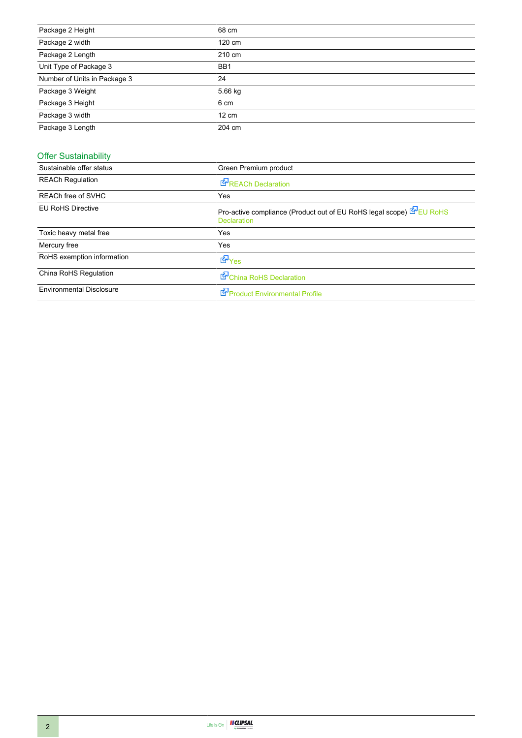| | |
|---|---|
| Package 2 Height | 68 cm |
| Package 2 width | 120 cm |
| Package 2 Length | 210 cm |
| Unit Type of Package 3 | BB1 |
| Number of Units in Package 3 | 24 |
| Package 3 Weight | 5.66 kg |
| Package 3 Height | 6 cm |
| Package 3 width | 12 cm |
| Package 3 Length | 204 cm |

## Offer Sustainability

| | |
|---|---|
| Sustainable offer status | Green Premium product |
| REACh Regulation | REACh Declaration |
| REACh free of SVHC | Yes |
| EU RoHS Directive | Pro-active compliance (Product out of EU RoHS legal scope) EU RoHS Declaration |
| Toxic heavy metal free | Yes |
| Mercury free | Yes |
| RoHS exemption information | Yes |
| China RoHS Regulation | China RoHS Declaration |
| Environmental Disclosure | Product Environmental Profile |